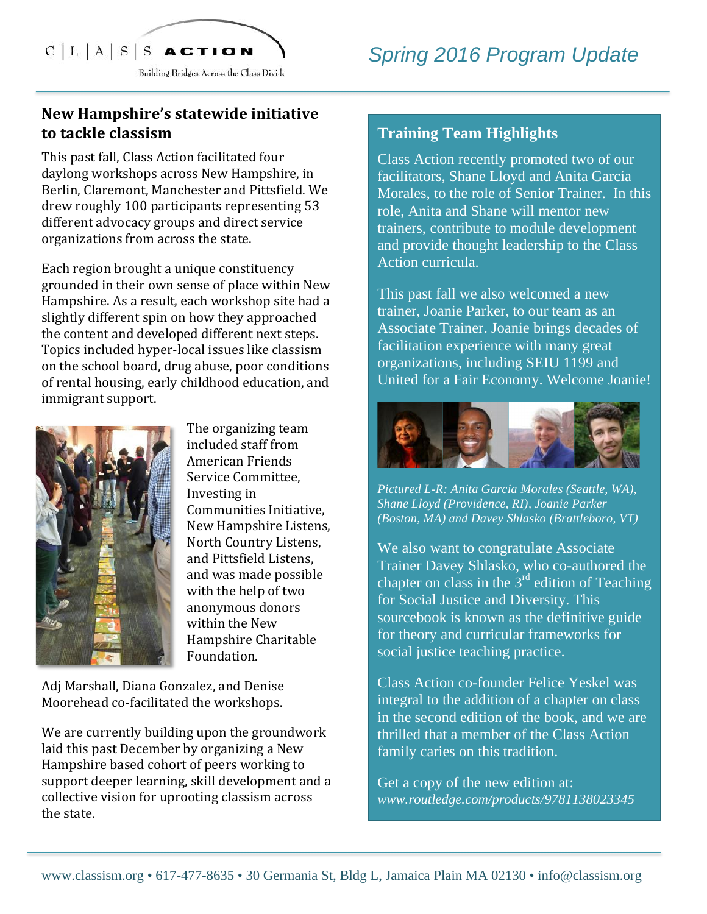C | L | A | S | S ACTION

Building Bridges Across the Class Divide

*Spring 2016 Program Update*

## New Hampshire's statewide initiative to tackle classism

This past fall, Class Action facilitated four daylong workshops across New Hampshire, in Berlin, Claremont, Manchester and Pittsfield. We drew roughly 100 participants representing 53 different advocacy groups and direct service organizations from across the state.

Each region brought a unique constituency grounded in their own sense of place within New Hampshire. As a result, each workshop site had a slightly different spin on how they approached the content and developed different next steps. Topics included hyper-local issues like classism on the school board, drug abuse, poor conditions of rental housing, early childhood education, and immigrant support.

The organizing team included staff from American Friends Service Committee, Investing in Communities Initiative, New Hampshire Listens, North Country Listens, and Pittsfield Listens, and was made possible with the help of two anonymous donors within the New Hampshire Charitable Foundation.

Adj Marshall, Diana Gonzalez, and Denise Moorehead co-facilitated the workshops.

We are currently building upon the groundwork laid this past December by organizing a New Hampshire based cohort of peers working to support deeper learning, skill development and a collective vision for uprooting classism across the state.

## Training Team Highlights

Class Action recently promoted two of our facilitators, Shane Lloyd and Anita Garcia Morales, to the role of Senior Trainer. In this role, Anita and Shane will mentor new trainers, contribute to module development and provide thought leadership to the Class Action curricula.

This past fall we also welcomed a new trainer, Joanie Parker, to our team as an Associate Trainer. Joanie brings decades of facilitation experience with many great organizations, including SEIU 1199 and United for a Fair Economy. Welcome Joanie!

*Pictured L-R: Anita Garcia Morales (Seattle, WA), Shane Lloyd (Providence, RI), Joanie Parker (Boston, MA) and Davey Shlasko (Brattleboro, VT)*

We also want to congratulate Associate Trainer Davey Shlasko, who co-authored the chapter on class in the 3rd edition of Teaching for Social Justice and Diversity. This sourcebook is known as the definitive guide for theory and curricular frameworks for social justice teaching practice.

Class Action co-founder Felice Yeskel was integral to the addition of a chapter on class in the second edition of the book, and we are thrilled that a member of the Class Action family caries on this tradition.

Get a copy of the new edition at: *www.routledge.com/products/9781138023345*

www.classism.org • 617-477-8635 • 30 Germania St, Bldg L, Jamaica Plain MA 02130 • info@classism.org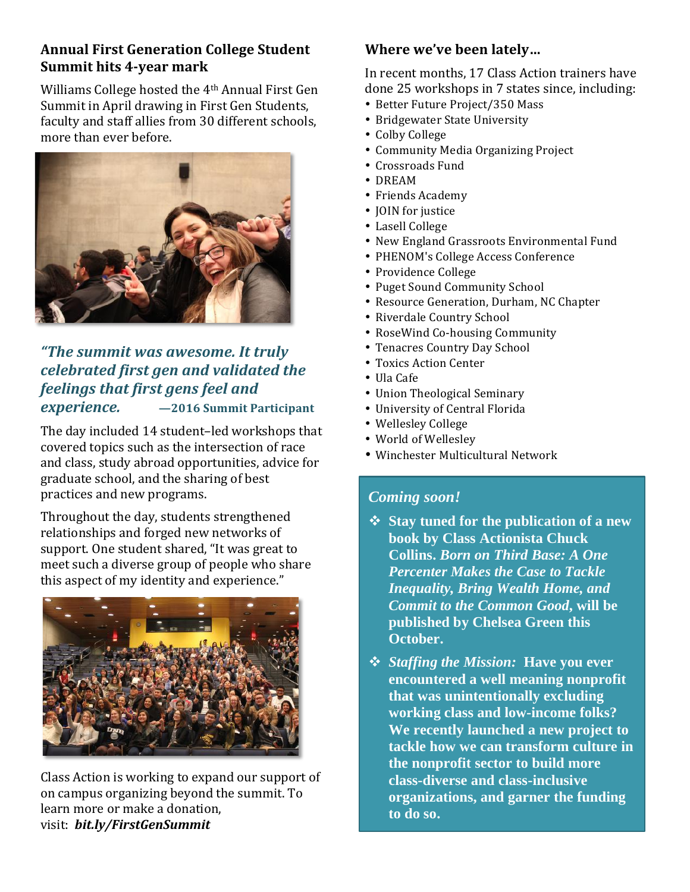## Annual First Generation College Student Summit hits 4-year mark

Williams College hosted the 4th Annual First Gen Summit in April drawing in First Gen Students, faculty and staff allies from 30 different schools, more than ever before.

***"The summit was awesome. It truly celebrated first gen and validated the feelings that first gens feel and experience.*** **—2016 Summit Participant**

The day included 14 student–led workshops that covered topics such as the intersection of race and class, study abroad opportunities, advice for graduate school, and the sharing of best practices and new programs.

Throughout the day, students strengthened relationships and forged new networks of support. One student shared, "It was great to meet such a diverse group of people who share this aspect of my identity and experience."

Class Action is working to expand our support of on campus organizing beyond the summit. To learn more or make a donation, visit: ***bit.ly/FirstGenSummit***

## Where we've been lately…

In recent months, 17 Class Action trainers have done 25 workshops in 7 states since, including:

- Better Future Project/350 Mass
- Bridgewater State University
- Colby College
- Community Media Organizing Project
- Crossroads Fund
- DREAM
- Friends Academy
- JOIN for justice
- Lasell College
- New England Grassroots Environmental Fund
- PHENOM's College Access Conference
- Providence College
- Puget Sound Community School
- Resource Generation, Durham, NC Chapter
- Riverdale Country School
- RoseWind Co-housing Community
- Tenacres Country Day School
- Toxics Action Center
- Ula Cafe
- Union Theological Seminary
- University of Central Florida
- Wellesley College
- World of Wellesley
- Winchester Multicultural Network

### *Coming soon!*

- **Stay tuned for the publication of a new book by Class Actionista Chuck Collins. *Born on Third Base: A One Percenter Makes the Case to Tackle Inequality, Bring Wealth Home, and Commit to the Common Good*, will be published by Chelsea Green this October.**
- ***Staffing the Mission:*** **Have you ever encountered a well meaning nonprofit that was unintentionally excluding working class and low-income folks? We recently launched a new project to tackle how we can transform culture in the nonprofit sector to build more class-diverse and class-inclusive organizations, and garner the funding to do so.**